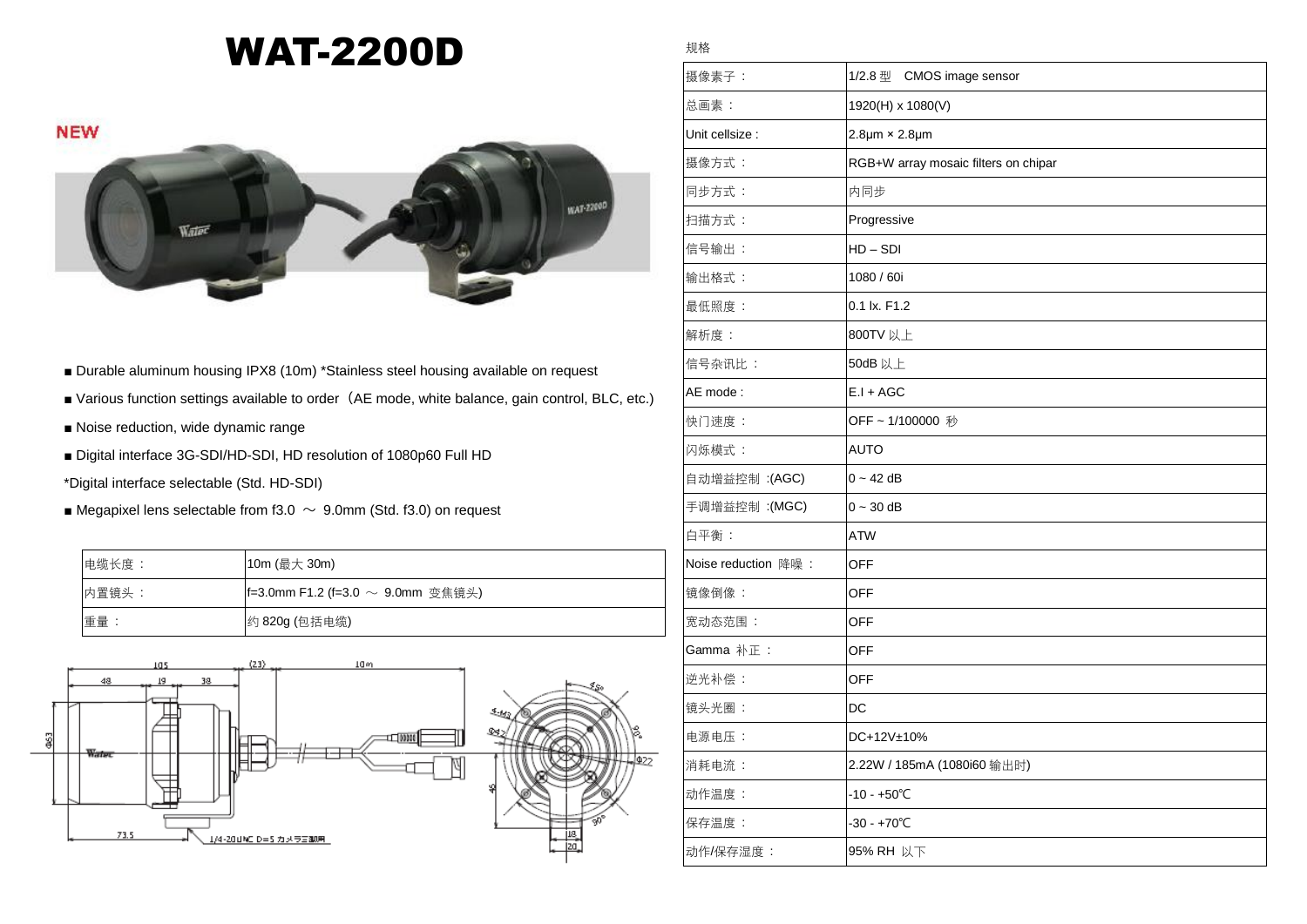# WAT-2200D

NEW

- ■ Durable aluminum housing IPX8 (10m) *Stainless steel housing available on request
- ■ Various function settings available to order（AE mode, white balance, gain control, BLC, etc.)
- ■ Noise reduction, wide dynamic range
- ■ Digital interface 3G-SDI/HD-SDI, HD resolution of 1080p60 Full HD

*Digital interface selectable (Std. HD-SDI)

- ■ Megapixel lens selectable from f3.0 ～ 9.0mm (Std. f3.0) on request

| 电缆长度： | 10m (最大 30m) |
|---|---|
| 内置镜头： | f=3.0mm F1.2 (f=3.0 ～ 9.0mm 变焦镜头) |
| 重量： | 约 820g (包括电缆) |

规格

| 项目 | 规格 |
|---|---|
| 摄像素子： | 1/2.8 型　CMOS image sensor |
| 总画素： | 1920(H) x 1080(V) |
| Unit cellsize : | 2.8μm × 2.8μm |
| 摄像方式： | RGB+W array mosaic filters on chipar |
| 同步方式： | 内同步 |
| 扫描方式： | Progressive |
| 信号输出： | HD – SDI |
| 输出格式： | 1080 / 60i |
| 最低照度： | 0.1 lx. F1.2 |
| 解析度： | 800TV 以上 |
| 信号杂讯比： | 50dB 以上 |
| AE mode : | E.I + AGC |
| 快门速度： | OFF ~ 1/100000 秒 |
| 闪烁模式： | AUTO |
| 自动增益控制 :(AGC) | 0 ~ 42 dB |
| 手调增益控制 :(MGC) | 0 ~ 30 dB |
| 白平衡： | ATW |
| Noise reduction 降噪： | OFF |
| 镜像倒像： | OFF |
| 宽动态范围： | OFF |
| Gamma 补正： | OFF |
| 逆光补偿： | OFF |
| 镜头光圈： | DC |
| 电源电压： | DC+12V±10% |
| 消耗电流： | 2.22W / 185mA (1080i60 输出时) |
| 动作温度： | -10 - +50℃ |
| 保存温度： | -30 - +70℃ |
| 动作/保存湿度： | 95% RH 以下 |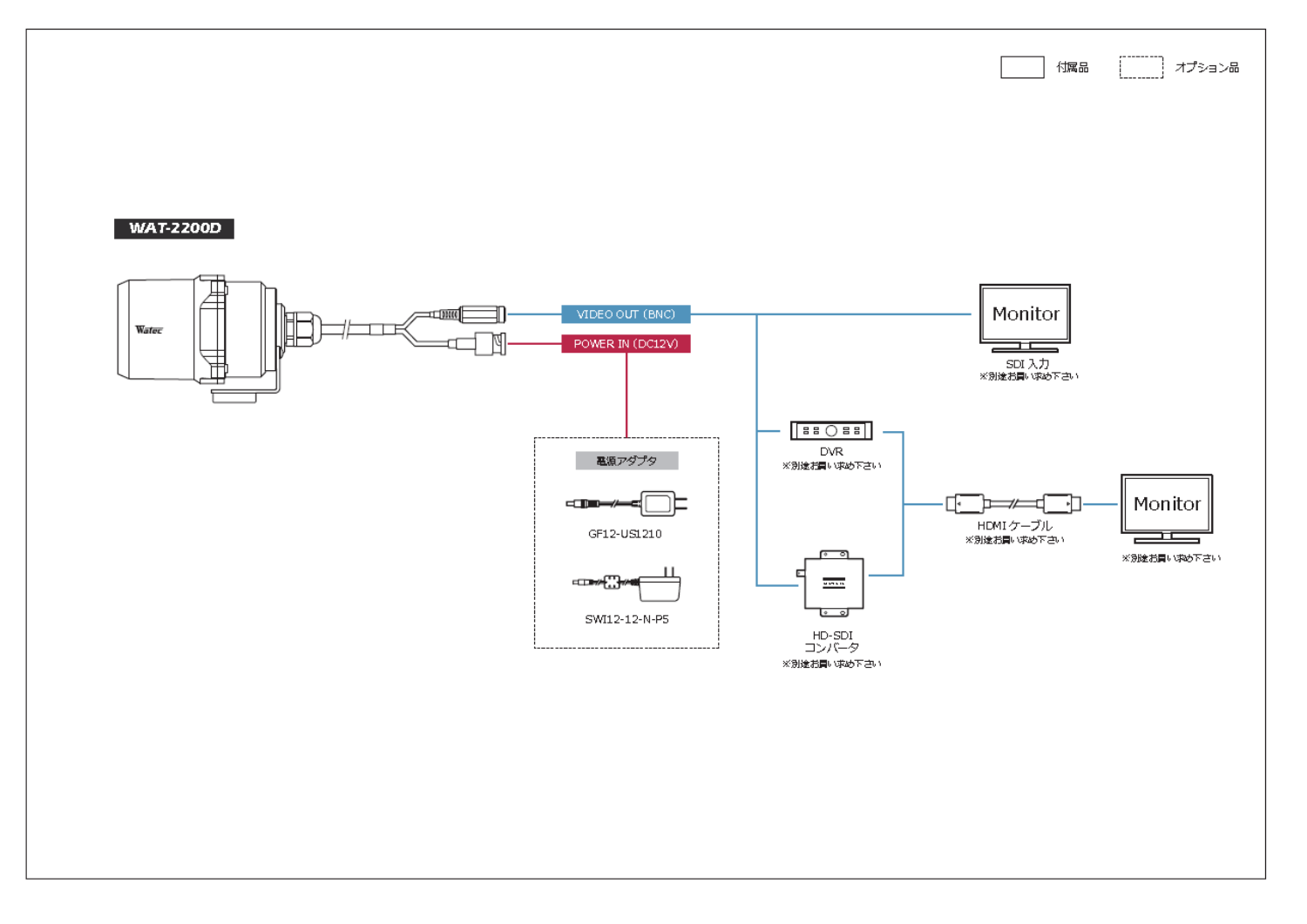付属品　オプション品

**WAT-2200D**

Watec

VIDEO OUT (BNC)

POWER IN (DC12V)

Monitor

SDI 入力
※別途お買い求め下さい

DVR
※別途お買い求め下さい

HD-SDI
コンバータ
※別途お買い求め下さい

HDMI ケーブル
※別途お買い求め下さい

Monitor

※別途お買い求め下さい

電源アダプタ

GF12-US1210

SWI12-12-N-P5